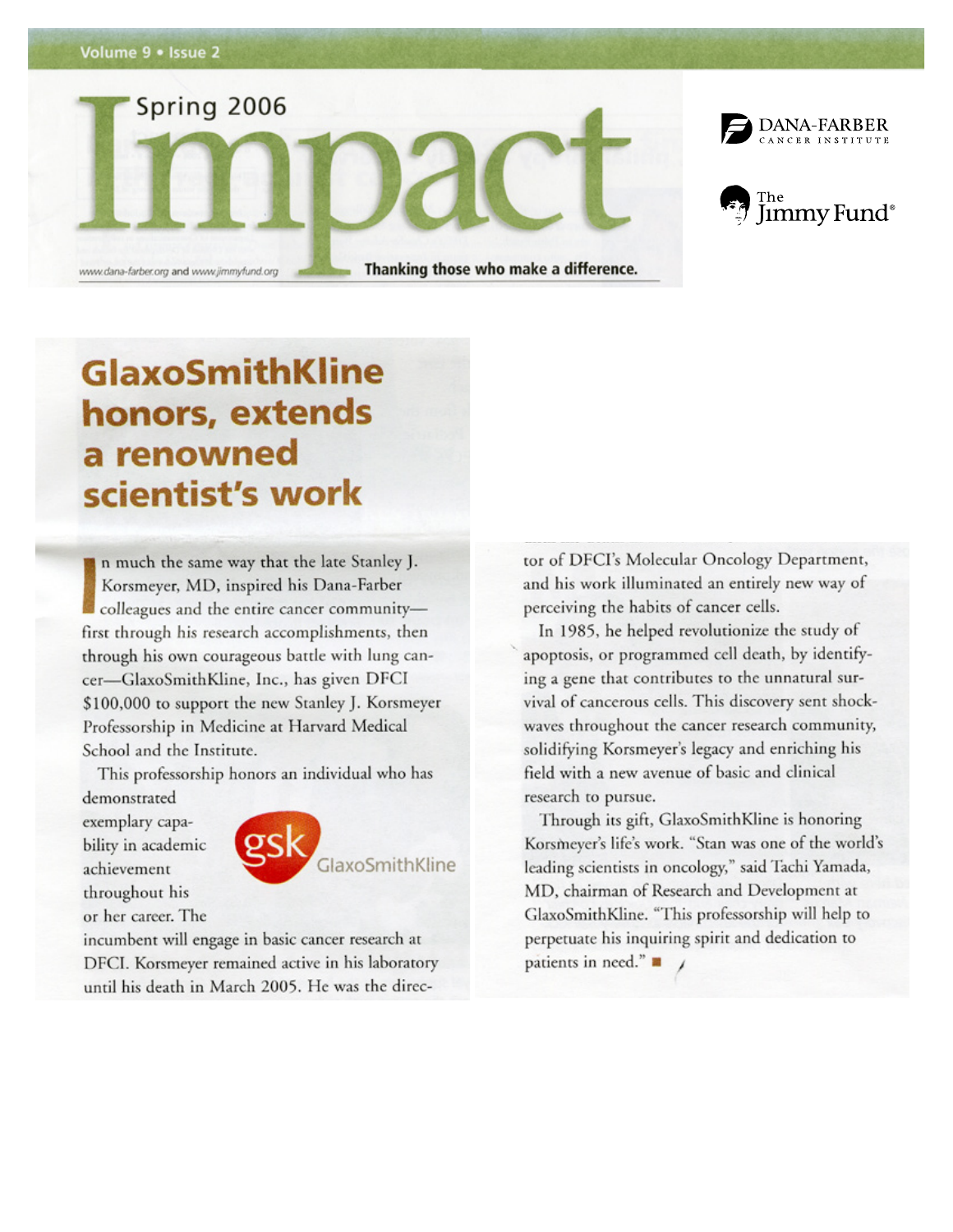Spring 2006

# Impact

Thanking those who make a difference.

www.dana-farber.org and www.jimmyfund.org

DANA-FARBER CANCER INSTITUTE

The Jimmy Fund®

## GlaxoSmithKline honors, extends a renowned scientist's work

In much the same way that the late Stanley J. Korsmeyer, MD, inspired his Dana-Farber colleagues and the entire cancer community—first through his research accomplishments, then through his own courageous battle with lung cancer—GlaxoSmithKline, Inc., has given DFCI $100,000 to support the new Stanley J. Korsmeyer Professorship in Medicine at Harvard Medical School and the Institute.

This professorship honors an individual who has demonstrated exemplary capability in academic achievement throughout his or her career. The incumbent will engage in basic cancer research at DFCI. Korsmeyer remained active in his laboratory until his death in March 2005. He was the director of DFCI's Molecular Oncology Department, and his work illuminated an entirely new way of perceiving the habits of cancer cells.

In 1985, he helped revolutionize the study of apoptosis, or programmed cell death, by identifying a gene that contributes to the unnatural survival of cancerous cells. This discovery sent shockwaves throughout the cancer research community, solidifying Korsmeyer's legacy and enriching his field with a new avenue of basic and clinical research to pursue.

Through its gift, GlaxoSmithKline is honoring Korsmeyer's life's work. "Stan was one of the world's leading scientists in oncology," said Tachi Yamada, MD, chairman of Research and Development at GlaxoSmithKline. "This professorship will help to perpetuate his inquiring spirit and dedication to patients in need." ■

gsk GlaxoSmithKline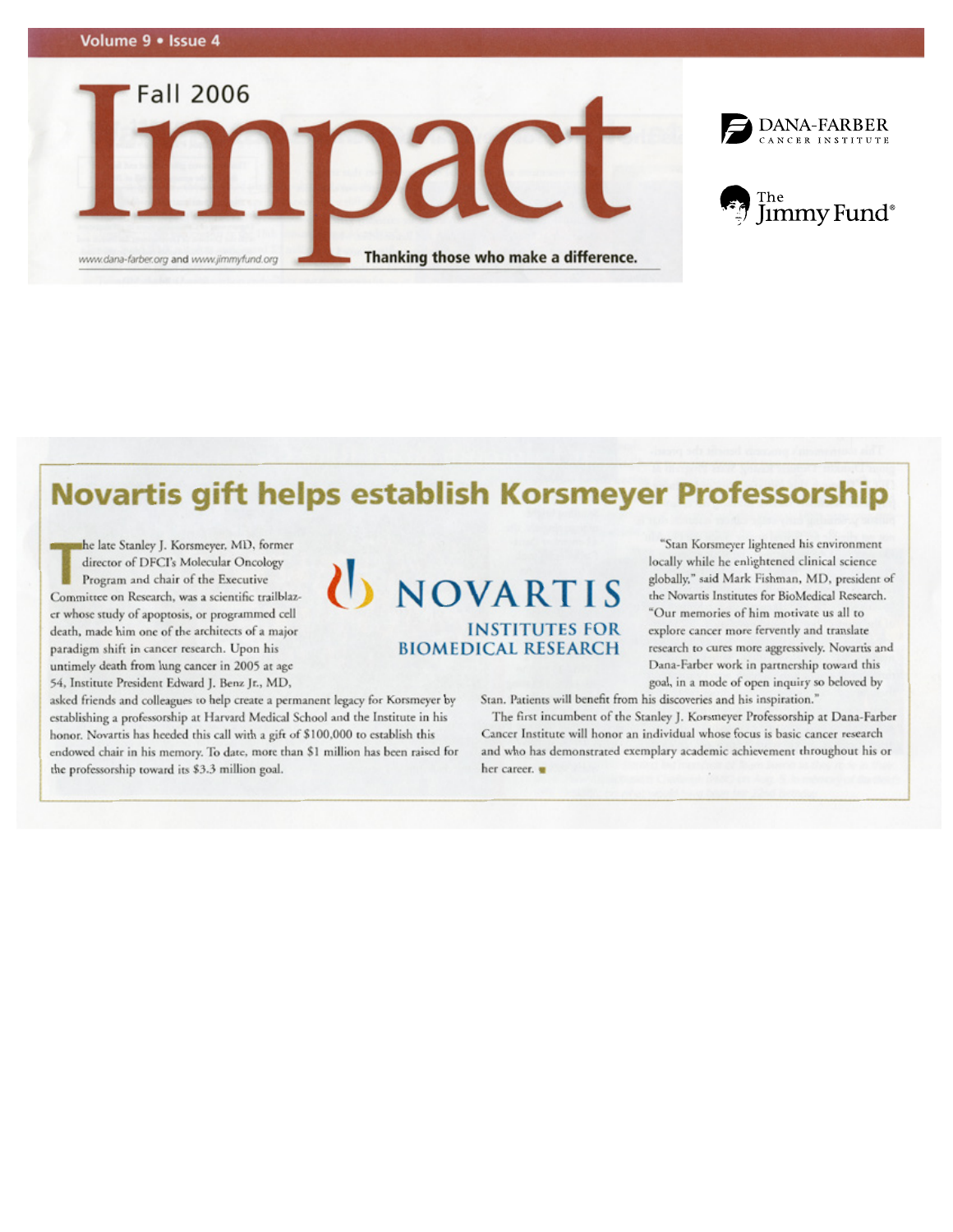Volume 9 • Issue 4

# Impact

Fall 2006

www.dana-farber.org and www.jimmyfund.org

Thanking those who make a difference.

DANA-FARBER CANCER INSTITUTE

The Jimmy Fund®

## Novartis gift helps establish Korsmeyer Professorship

NOVARTIS INSTITUTES FOR BIOMEDICAL RESEARCH

The late Stanley J. Korsmeyer, MD, former director of DFCI's Molecular Oncology Program and chair of the Executive Committee on Research, was a scientific trailblazer whose study of apoptosis, or programmed cell death, made him one of the architects of a major paradigm shift in cancer research. Upon his untimely death from lung cancer in 2005 at age 54, Institute President Edward J. Benz Jr., MD, asked friends and colleagues to help create a permanent legacy for Korsmeyer by establishing a professorship at Harvard Medical School and the Institute in his honor. Novartis has heeded this call with a gift of $100,000 to establish this endowed chair in his memory. To date, more than $1 million has been raised for the professorship toward its $3.3 million goal.

"Stan Korsmeyer lightened his environment locally while he enlightened clinical science globally," said Mark Fishman, MD, president of the Novartis Institutes for BioMedical Research. "Our memories of him motivate us all to explore cancer more fervently and translate research to cures more aggressively. Novartis and Dana-Farber work in partnership toward this goal, in a mode of open inquiry so beloved by Stan. Patients will benefit from his discoveries and his inspiration."

The first incumbent of the Stanley J. Korsmeyer Professorship at Dana-Farber Cancer Institute will honor an individual whose focus is basic cancer research and who has demonstrated exemplary academic achievement throughout his or her career. ■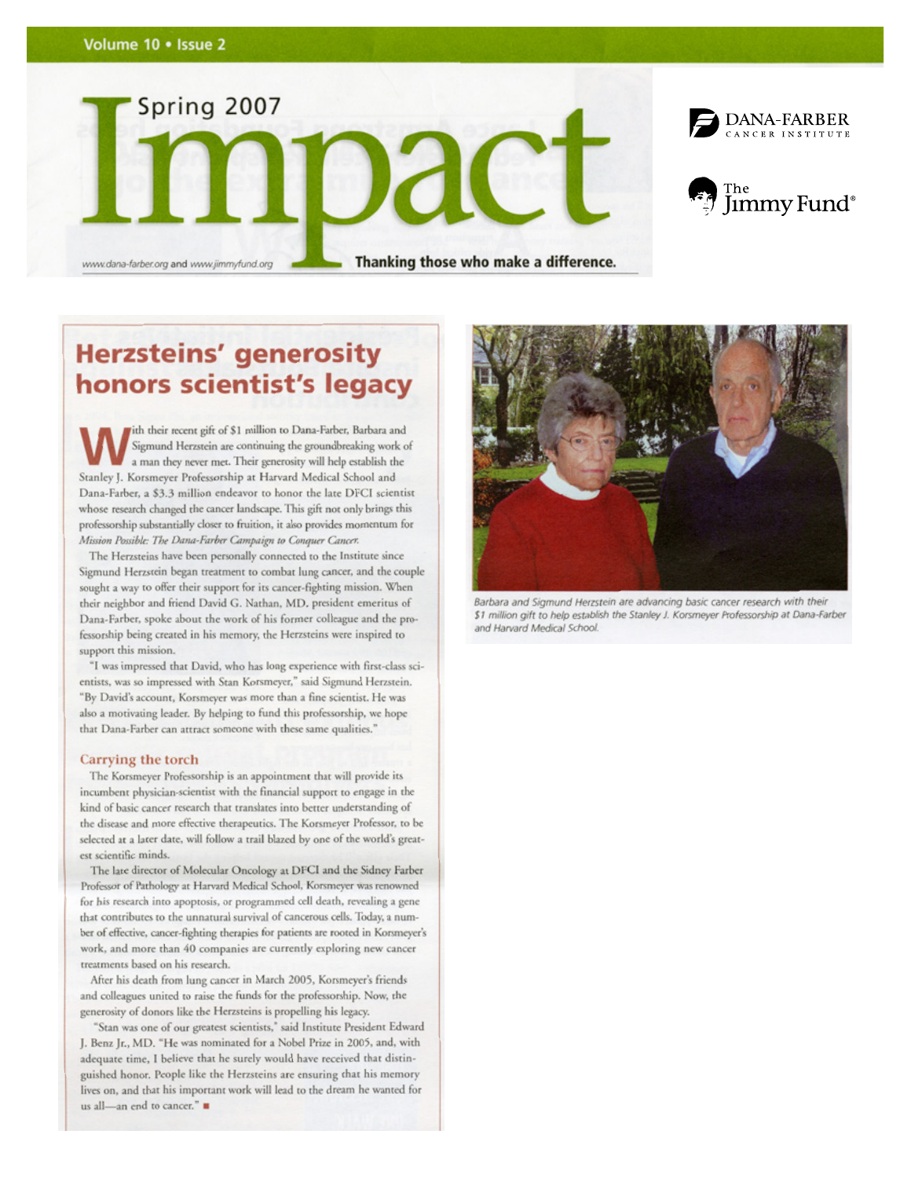Spring 2007

# Impact

www.dana-farber.org and www.jimmyfund.org

**Thanking those who make a difference.**

DANA-FARBER CANCER INSTITUTE

The Jimmy Fund®

## Herzsteins' generosity honors scientist's legacy

With their recent gift of $1 million to Dana-Farber, Barbara and Sigmund Herzstein are continuing the groundbreaking work of a man they never met. Their generosity will help establish the Stanley J. Korsmeyer Professorship at Harvard Medical School and Dana-Farber, a $3.3 million endeavor to honor the late DFCI scientist whose research changed the cancer landscape. This gift not only brings this professorship substantially closer to fruition, it also provides momentum for *Mission Possible: The Dana-Farber Campaign to Conquer Cancer.*

The Herzsteins have been personally connected to the Institute since Sigmund Herzstein began treatment to combat lung cancer, and the couple sought a way to offer their support for its cancer-fighting mission. When their neighbor and friend David G. Nathan, MD, president emeritus of Dana-Farber, spoke about the work of his former colleague and the professorship being created in his memory, the Herzsteins were inspired to support this mission.

"I was impressed that David, who has long experience with first-class scientists, was so impressed with Stan Korsmeyer," said Sigmund Herzstein. "By David's account, Korsmeyer was more than a fine scientist. He was also a motivating leader. By helping to fund this professorship, we hope that Dana-Farber can attract someone with these same qualities."

### Carrying the torch

The Korsmeyer Professorship is an appointment that will provide its incumbent physician-scientist with the financial support to engage in the kind of basic cancer research that translates into better understanding of the disease and more effective therapeutics. The Korsmeyer Professor, to be selected at a later date, will follow a trail blazed by one of the world's greatest scientific minds.

The late director of Molecular Oncology at DFCI and the Sidney Farber Professor of Pathology at Harvard Medical School, Korsmeyer was renowned for his research into apoptosis, or programmed cell death, revealing a gene that contributes to the unnatural survival of cancerous cells. Today, a number of effective, cancer-fighting therapies for patients are rooted in Korsmeyer's work, and more than 40 companies are currently exploring new cancer treatments based on his research.

After his death from lung cancer in March 2005, Korsmeyer's friends and colleagues united to raise the funds for the professorship. Now, the generosity of donors like the Herzsteins is propelling his legacy.

"Stan was one of our greatest scientists," said Institute President Edward J. Benz Jr., MD. "He was nominated for a Nobel Prize in 2005, and, with adequate time, I believe that he surely would have received that distinguished honor. People like the Herzsteins are ensuring that his memory lives on, and that his important work will lead to the dream he wanted for us all—an end to cancer." ■

*Barbara and Sigmund Herzstein are advancing basic cancer research with their $1 million gift to help establish the Stanley J. Korsmeyer Professorship at Dana-Farber and Harvard Medical School.*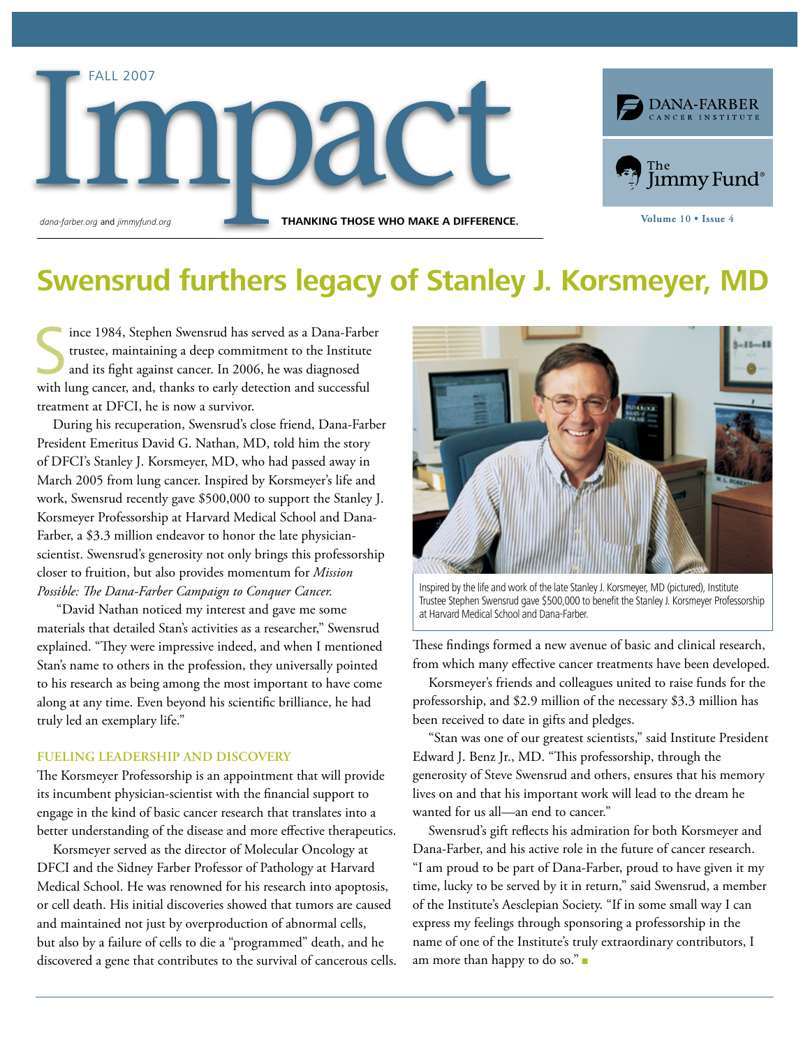FALL 2007

# Impact

dana-farber.org and jimmyfund.org

THANKING THOSE WHO MAKE A DIFFERENCE.

# Swensrud furthers legacy of Stanley J. Korsmeyer, MD

Since 1984, Stephen Swensrud has served as a Dana-Farber trustee, maintaining a deep commitment to the Institute and its fight against cancer. In 2006, he was diagnosed with lung cancer, and, thanks to early detection and successful treatment at DFCI, he is now a survivor.

During his recuperation, Swensrud's close friend, Dana-Farber President Emeritus David G. Nathan, MD, told him the story of DFCI's Stanley J. Korsmeyer, MD, who had passed away in March 2005 from lung cancer. Inspired by Korsmeyer's life and work, Swensrud recently gave $500,000 to support the Stanley J. Korsmeyer Professorship at Harvard Medical School and Dana-Farber, a $3.3 million endeavor to honor the late physician-scientist. Swensrud's generosity not only brings this professorship closer to fruition, but also provides momentum for *Mission Possible: The Dana-Farber Campaign to Conquer Cancer.*

"David Nathan noticed my interest and gave me some materials that detailed Stan's activities as a researcher," Swensrud explained. "They were impressive indeed, and when I mentioned Stan's name to others in the profession, they universally pointed to his research as being among the most important to have come along at any time. Even beyond his scientific brilliance, he had truly led an exemplary life."

### FUELING LEADERSHIP AND DISCOVERY

The Korsmeyer Professorship is an appointment that will provide its incumbent physician-scientist with the financial support to engage in the kind of basic cancer research that translates into a better understanding of the disease and more effective therapeutics.

Korsmeyer served as the director of Molecular Oncology at DFCI and the Sidney Farber Professor of Pathology at Harvard Medical School. He was renowned for his research into apoptosis, or cell death. His initial discoveries showed that tumors are caused and maintained not just by overproduction of abnormal cells, but also by a failure of cells to die a "programmed" death, and he discovered a gene that contributes to the survival of cancerous cells. These findings formed a new avenue of basic and clinical research, from which many effective cancer treatments have been developed.

Inspired by the life and work of the late Stanley J. Korsmeyer, MD (pictured), Institute Trustee Stephen Swensrud gave $500,000 to benefit the Stanley J. Korsmeyer Professorship at Harvard Medical School and Dana-Farber.

Korsmeyer's friends and colleagues united to raise funds for the professorship, and $2.9 million of the necessary $3.3 million has been received to date in gifts and pledges.

"Stan was one of our greatest scientists," said Institute President Edward J. Benz Jr., MD. "This professorship, through the generosity of Steve Swensrud and others, ensures that his memory lives on and that his important work will lead to the dream he wanted for us all—an end to cancer."

Swensrud's gift reflects his admiration for both Korsmeyer and Dana-Farber, and his active role in the future of cancer research. "I am proud to be part of Dana-Farber, proud to have given it my time, lucky to be served by it in return," said Swensrud, a member of the Institute's Aesclepian Society. "If in some small way I can express my feelings through sponsoring a professorship in the name of one of the Institute's truly extraordinary contributors, I am more than happy to do so."